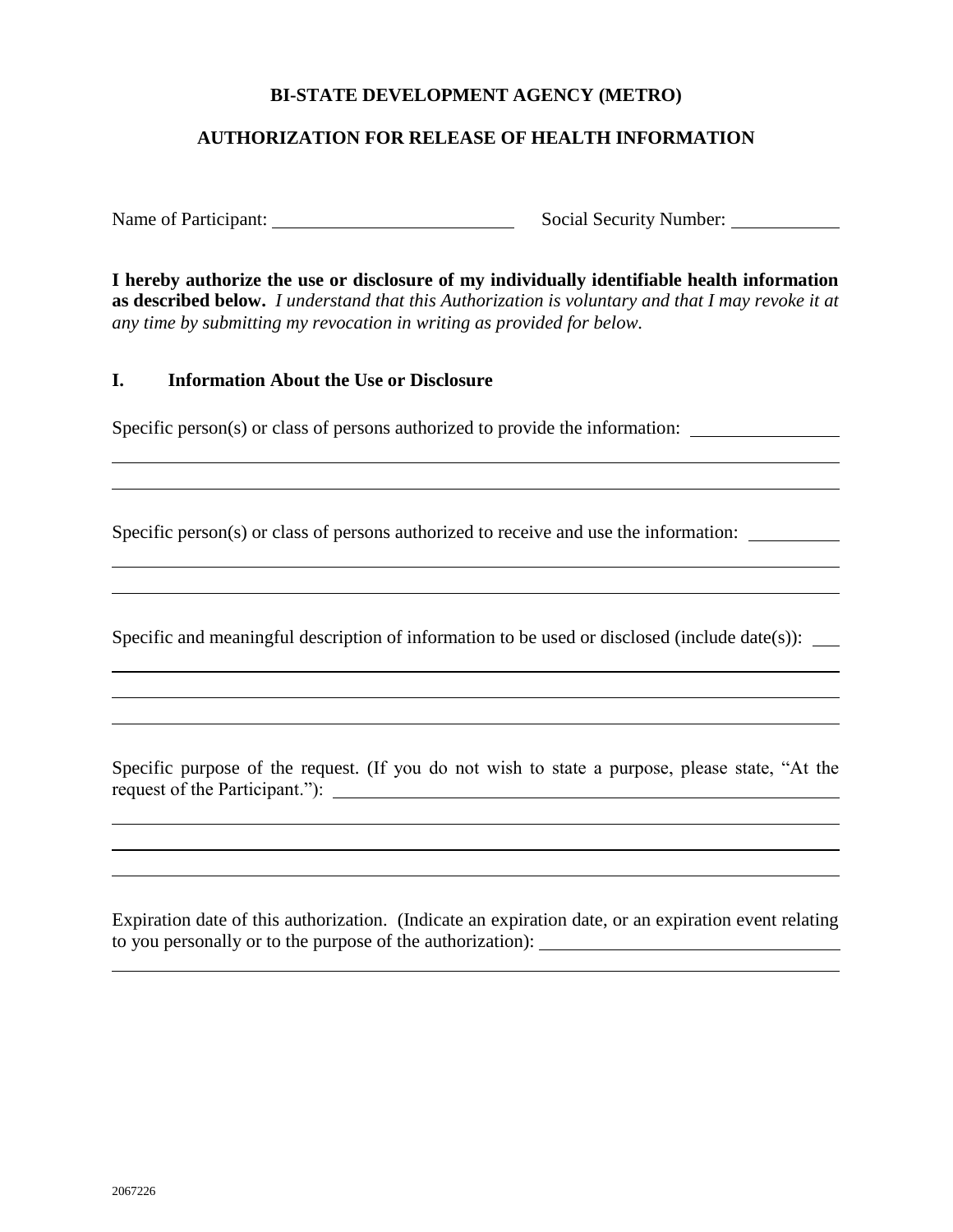**BI-STATE DEVELOPMENT AGENCY (METRO)**

**AUTHORIZATION FOR RELEASE OF HEALTH INFORMATION**

Name of Participant: ______________________ Social Security Number: __________

**I hereby authorize the use or disclosure of my individually identifiable health information as described below.** *I understand that this Authorization is voluntary and that I may revoke it at any time by submitting my revocation in writing as provided for below.*

## I. Information About the Use or Disclosure

Specific person(s) or class of persons authorized to provide the information: ______________

______________________________________________________________________________

______________________________________________________________________________

Specific person(s) or class of persons authorized to receive and use the information: ________

______________________________________________________________________________

______________________________________________________________________________

Specific and meaningful description of information to be used or disclosed (include date(s)): ___

______________________________________________________________________________

______________________________________________________________________________

______________________________________________________________________________

Specific purpose of the request. (If you do not wish to state a purpose, please state, "At the request of the Participant."): ______________________________________________________

______________________________________________________________________________

______________________________________________________________________________

______________________________________________________________________________

Expiration date of this authorization. (Indicate an expiration date, or an expiration event relating to you personally or to the purpose of the authorization): ____________________________

______________________________________________________________________________

2067226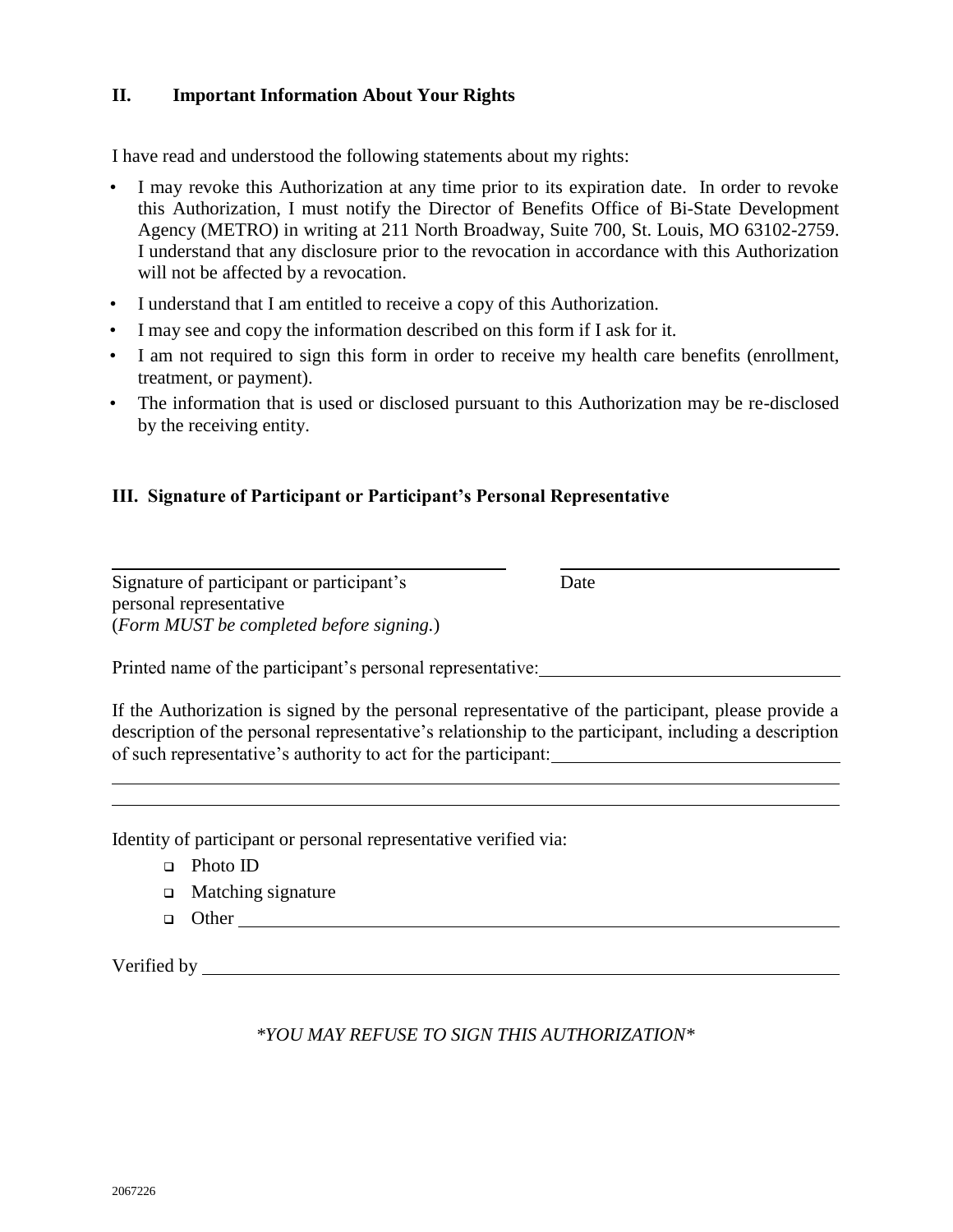## II. Important Information About Your Rights

I have read and understood the following statements about my rights:

- I may revoke this Authorization at any time prior to its expiration date. In order to revoke this Authorization, I must notify the Director of Benefits Office of Bi-State Development Agency (METRO) in writing at 211 North Broadway, Suite 700, St. Louis, MO 63102-2759. I understand that any disclosure prior to the revocation in accordance with this Authorization will not be affected by a revocation.
- I understand that I am entitled to receive a copy of this Authorization.
- I may see and copy the information described on this form if I ask for it.
- I am not required to sign this form in order to receive my health care benefits (enrollment, treatment, or payment).
- The information that is used or disclosed pursuant to this Authorization may be re-disclosed by the receiving entity.

## III. Signature of Participant or Participant's Personal Representative

\_\_\_\_\_\_\_\_\_\_\_\_\_\_\_\_\_\_\_\_\_\_\_\_\_\_\_\_\_\_\_\_\_\_\_\_\_\_\_\_ \_\_\_\_\_\_\_\_\_\_\_\_\_\_\_\_\_\_\_\_\_\_\_\_\_\_\_\_\_\_

Signature of participant or participant's personal representative
(*Form MUST be completed before signing.*)

Date

Printed name of the participant's personal representative: \_\_\_\_\_\_\_\_\_\_\_\_\_\_\_\_\_\_\_\_\_\_\_\_\_\_\_\_\_\_

If the Authorization is signed by the personal representative of the participant, please provide a description of the personal representative's relationship to the participant, including a description of such representative's authority to act for the participant: \_\_\_\_\_\_\_\_\_\_\_\_\_\_\_\_\_\_\_\_\_\_\_\_\_\_\_\_\_\_

\_\_\_\_\_\_\_\_\_\_\_\_\_\_\_\_\_\_\_\_\_\_\_\_\_\_\_\_\_\_\_\_\_\_\_\_\_\_\_\_\_\_\_\_\_\_\_\_\_\_\_\_\_\_\_\_\_\_\_\_\_\_\_\_\_\_\_\_\_\_\_\_

\_\_\_\_\_\_\_\_\_\_\_\_\_\_\_\_\_\_\_\_\_\_\_\_\_\_\_\_\_\_\_\_\_\_\_\_\_\_\_\_\_\_\_\_\_\_\_\_\_\_\_\_\_\_\_\_\_\_\_\_\_\_\_\_\_\_\_\_\_\_\_\_

Identity of participant or personal representative verified via:

- ☐ Photo ID
- ☐ Matching signature
- ☐ Other \_\_\_\_\_\_\_\_\_\_\_\_\_\_\_\_\_\_\_\_\_\_\_\_\_\_\_\_\_\_\_\_\_\_\_\_\_\_\_\_\_\_\_\_\_\_\_\_\_\_\_\_\_\_

Verified by \_\_\_\_\_\_\_\_\_\_\_\_\_\_\_\_\_\_\_\_\_\_\_\_\_\_\_\_\_\_\_\_\_\_\_\_\_\_\_\_\_\_\_\_\_\_\_\_\_\_\_\_\_\_\_\_\_\_\_\_

*\*YOU MAY REFUSE TO SIGN THIS AUTHORIZATION\**

2067226